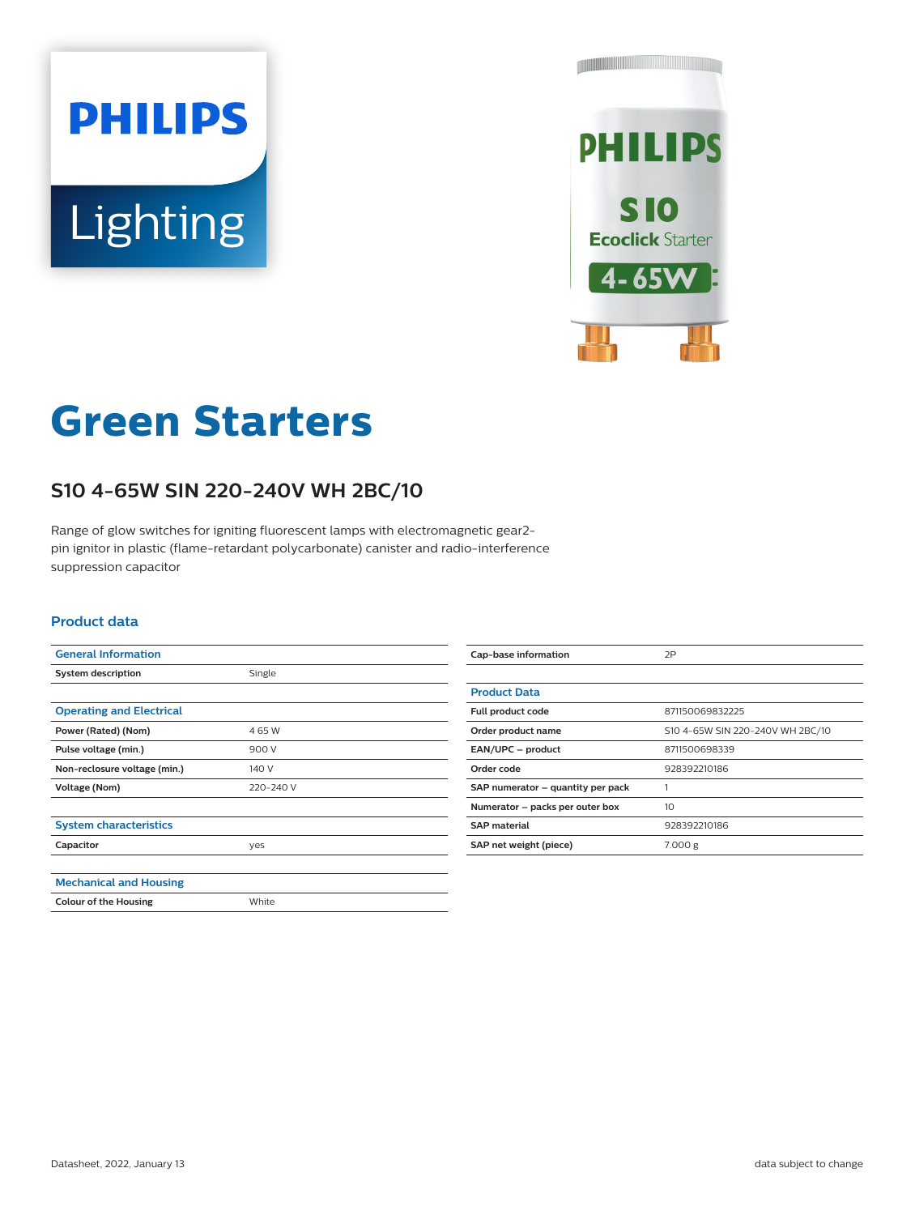PHILIPS

Lighting

# Green Starters

## S10 4-65W SIN 220-240V WH 2BC/10

Range of glow switches for igniting fluorescent lamps with electromagnetic gear2-pin ignitor in plastic (flame-retardant polycarbonate) canister and radio-interference suppression capacitor

### Product data

| General Information | |
|---|---|
| System description | Single |

| Operating and Electrical | |
|---|---|
| Power (Rated) (Nom) | 4 65 W |
| Pulse voltage (min.) | 900 V |
| Non-reclosure voltage (min.) | 140 V |
| Voltage (Nom) | 220-240 V |

| System characteristics | |
|---|---|
| Capacitor | yes |

| Mechanical and Housing | |
|---|---|
| Colour of the Housing | White |

| Cap-base information | 2P |
|---|---|

| Product Data | |
|---|---|
| Full product code | 871150069832225 |
| Order product name | S10 4-65W SIN 220-240V WH 2BC/10 |
| EAN/UPC – product | 8711500698339 |
| Order code | 928392210186 |
| SAP numerator – quantity per pack | 1 |
| Numerator – packs per outer box | 10 |
| SAP material | 928392210186 |
| SAP net weight (piece) | 7.000 g |

Datasheet, 2022, January 13 data subject to change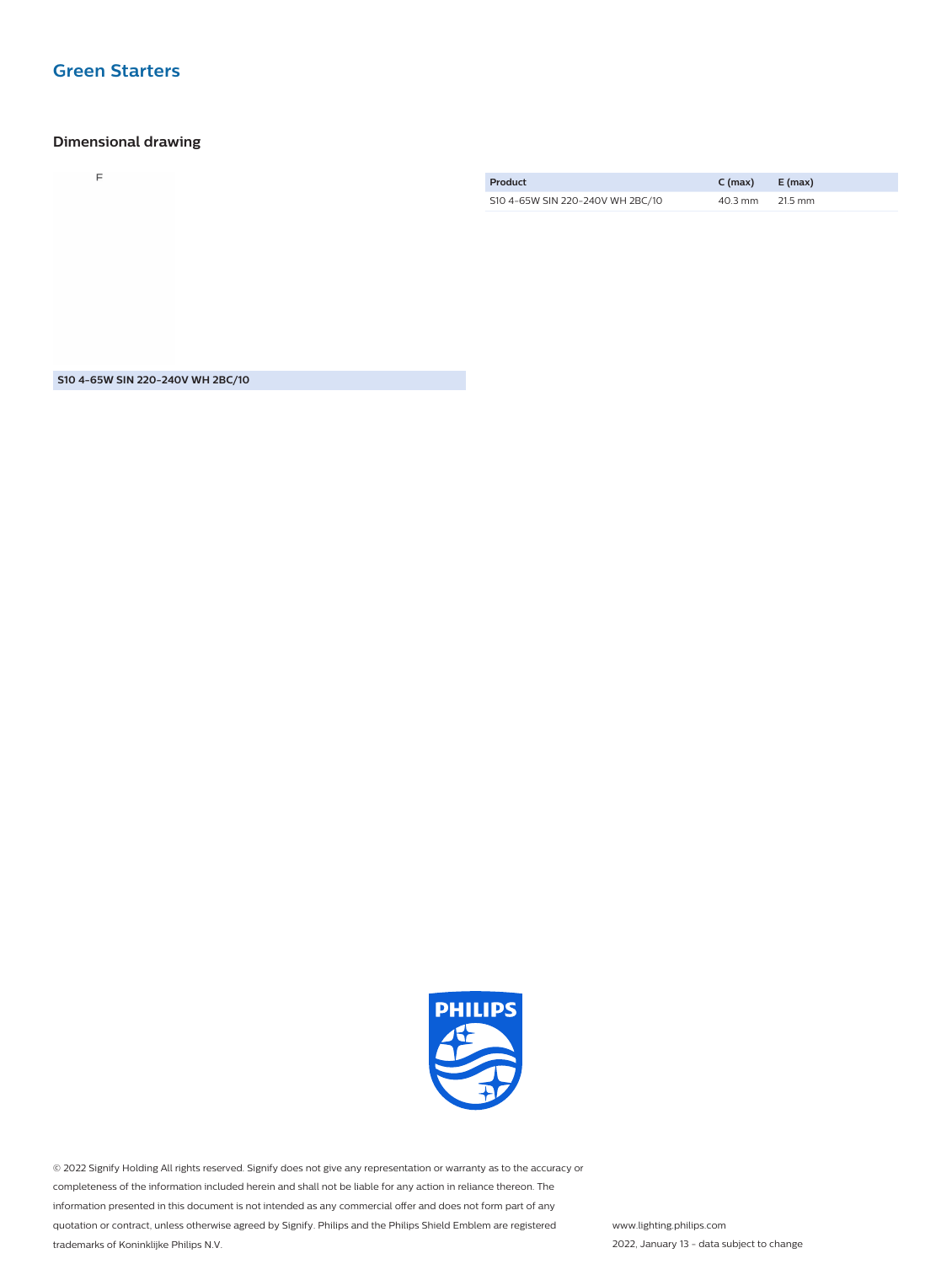## Green Starters

### Dimensional drawing

F

**S10 4-65W SIN 220-240V WH 2BC/10**

| Product | C (max) | E (max) |
|---|---|---|
| S10 4-65W SIN 220-240V WH 2BC/10 | 40.3 mm | 21.5 mm |

© 2022 Signify Holding All rights reserved. Signify does not give any representation or warranty as to the accuracy or completeness of the information included herein and shall not be liable for any action in reliance thereon. The information presented in this document is not intended as any commercial offer and does not form part of any quotation or contract, unless otherwise agreed by Signify. Philips and the Philips Shield Emblem are registered trademarks of Koninklijke Philips N.V.

www.lighting.philips.com

2022, January 13 - data subject to change